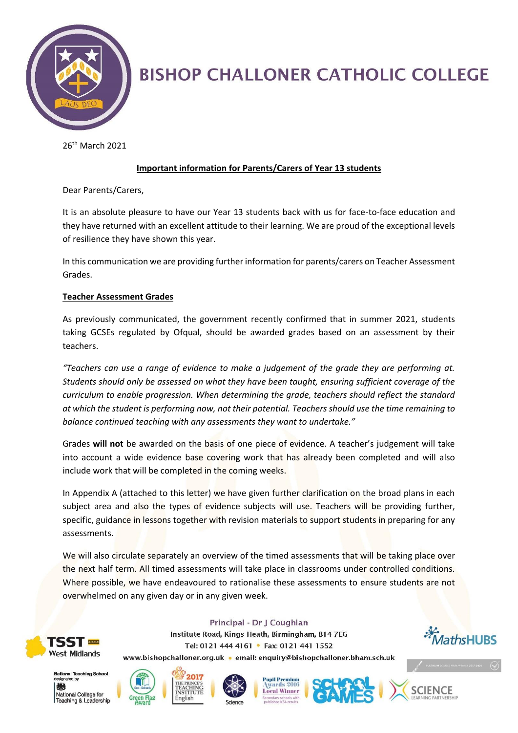# BISHOP CHALLONER CATHOLIC COLLEGE

26th March 2021

**Important information for Parents/Carers of Year 13 students**

Dear Parents/Carers,

It is an absolute pleasure to have our Year 13 students back with us for face-to-face education and they have returned with an excellent attitude to their learning. We are proud of the exceptional levels of resilience they have shown this year.

In this communication we are providing further information for parents/carers on Teacher Assessment Grades.

**Teacher Assessment Grades**

As previously communicated, the government recently confirmed that in summer 2021, students taking GCSEs regulated by Ofqual, should be awarded grades based on an assessment by their teachers.

*"Teachers can use a range of evidence to make a judgement of the grade they are performing at. Students should only be assessed on what they have been taught, ensuring sufficient coverage of the curriculum to enable progression. When determining the grade, teachers should reflect the standard at which the student is performing now, not their potential. Teachers should use the time remaining to balance continued teaching with any assessments they want to undertake."*

Grades **will not** be awarded on the basis of one piece of evidence. A teacher's judgement will take into account a wide evidence base covering work that has already been completed and will also include work that will be completed in the coming weeks.

In Appendix A (attached to this letter) we have given further clarification on the broad plans in each subject area and also the types of evidence subjects will use. Teachers will be providing further, specific, guidance in lessons together with revision materials to support students in preparing for any assessments.

We will also circulate separately an overview of the timed assessments that will be taking place over the next half term. All timed assessments will take place in classrooms under controlled conditions. Where possible, we have endeavoured to rationalise these assessments to ensure students are not overwhelmed on any given day or in any given week.

Principal - Dr J Coughlan

Institute Road, Kings Heath, Birmingham, B14 7EG

Tel: 0121 444 4161 • Fax: 0121 441 1552

www.bishopchalloner.org.uk • email: enquiry@bishopchalloner.bham.sch.uk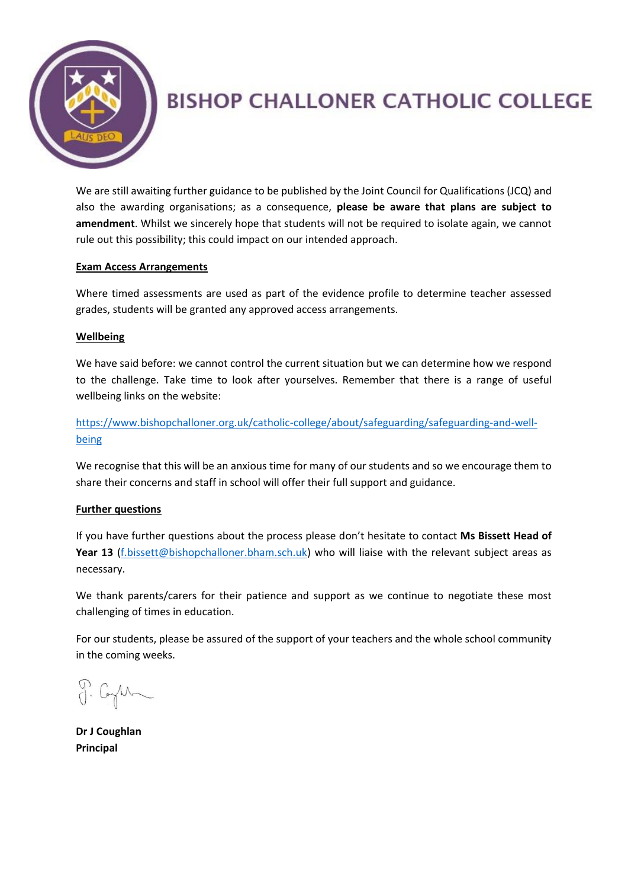We are still awaiting further guidance to be published by the Joint Council for Qualifications (JCQ) and also the awarding organisations; as a consequence, **please be aware that plans are subject to amendment**. Whilst we sincerely hope that students will not be required to isolate again, we cannot rule out this possibility; this could impact on our intended approach.

**Exam Access Arrangements**

Where timed assessments are used as part of the evidence profile to determine teacher assessed grades, students will be granted any approved access arrangements.

**Wellbeing**

We have said before: we cannot control the current situation but we can determine how we respond to the challenge. Take time to look after yourselves. Remember that there is a range of useful wellbeing links on the website:

https://www.bishopchalloner.org.uk/catholic-college/about/safeguarding/safeguarding-and-well-being

We recognise that this will be an anxious time for many of our students and so we encourage them to share their concerns and staff in school will offer their full support and guidance.

**Further questions**

If you have further questions about the process please don't hesitate to contact **Ms Bissett Head of Year 13** (f.bissett@bishopchalloner.bham.sch.uk) who will liaise with the relevant subject areas as necessary.

We thank parents/carers for their patience and support as we continue to negotiate these most challenging of times in education.

For our students, please be assured of the support of your teachers and the whole school community in the coming weeks.

**Dr J Coughlan**
**Principal**